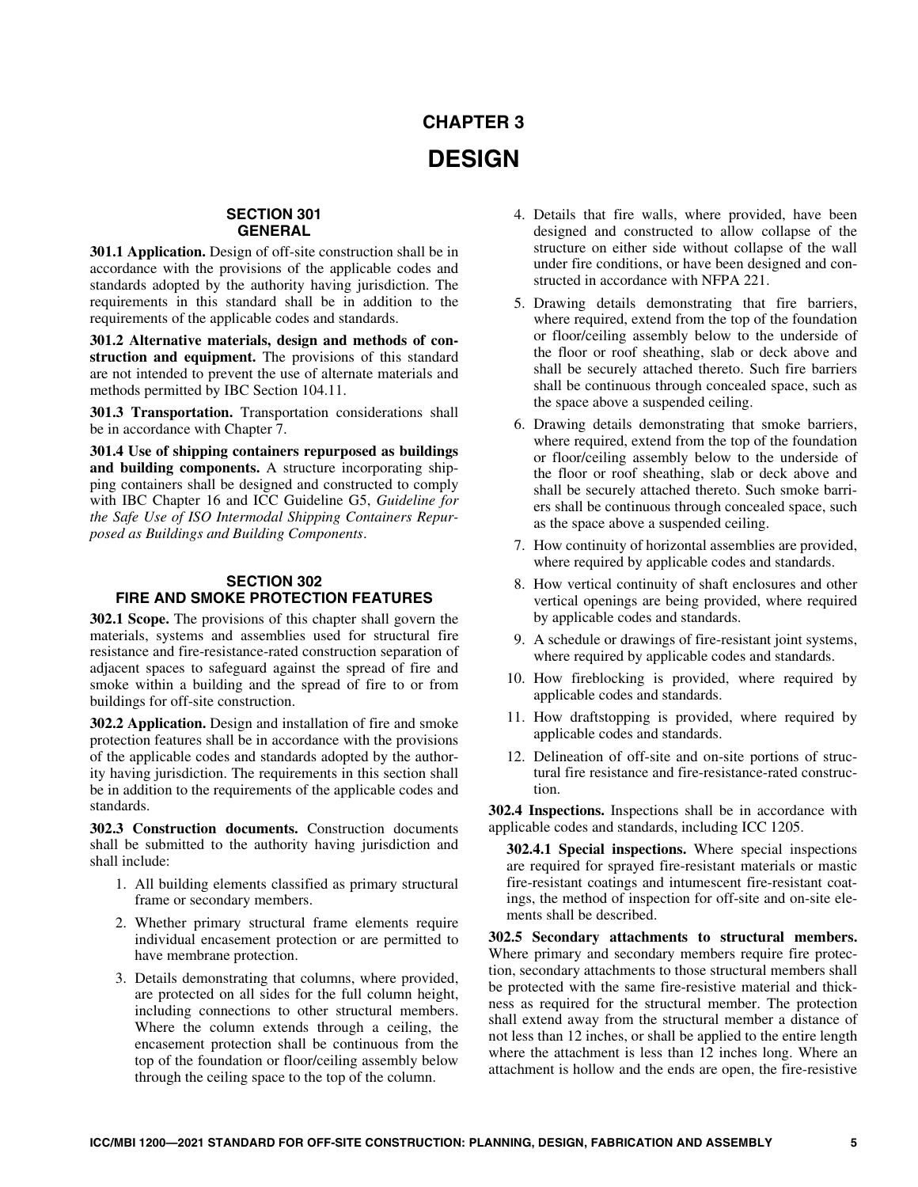# CHAPTER 3

# DESIGN

## SECTION 301 GENERAL

**301.1 Application.** Design of off-site construction shall be in accordance with the provisions of the applicable codes and standards adopted by the authority having jurisdiction. The requirements in this standard shall be in addition to the requirements of the applicable codes and standards.

**301.2 Alternative materials, design and methods of construction and equipment.** The provisions of this standard are not intended to prevent the use of alternate materials and methods permitted by IBC Section 104.11.

**301.3 Transportation.** Transportation considerations shall be in accordance with Chapter 7.

**301.4 Use of shipping containers repurposed as buildings and building components.** A structure incorporating shipping containers shall be designed and constructed to comply with IBC Chapter 16 and ICC Guideline G5, *Guideline for the Safe Use of ISO Intermodal Shipping Containers Repurposed as Buildings and Building Components*.

## SECTION 302 FIRE AND SMOKE PROTECTION FEATURES

**302.1 Scope.** The provisions of this chapter shall govern the materials, systems and assemblies used for structural fire resistance and fire-resistance-rated construction separation of adjacent spaces to safeguard against the spread of fire and smoke within a building and the spread of fire to or from buildings for off-site construction.

**302.2 Application.** Design and installation of fire and smoke protection features shall be in accordance with the provisions of the applicable codes and standards adopted by the authority having jurisdiction. The requirements in this section shall be in addition to the requirements of the applicable codes and standards.

**302.3 Construction documents.** Construction documents shall be submitted to the authority having jurisdiction and shall include:

1. All building elements classified as primary structural frame or secondary members.
2. Whether primary structural frame elements require individual encasement protection or are permitted to have membrane protection.
3. Details demonstrating that columns, where provided, are protected on all sides for the full column height, including connections to other structural members. Where the column extends through a ceiling, the encasement protection shall be continuous from the top of the foundation or floor/ceiling assembly below through the ceiling space to the top of the column.
4. Details that fire walls, where provided, have been designed and constructed to allow collapse of the structure on either side without collapse of the wall under fire conditions, or have been designed and constructed in accordance with NFPA 221.
5. Drawing details demonstrating that fire barriers, where required, extend from the top of the foundation or floor/ceiling assembly below to the underside of the floor or roof sheathing, slab or deck above and shall be securely attached thereto. Such fire barriers shall be continuous through concealed space, such as the space above a suspended ceiling.
6. Drawing details demonstrating that smoke barriers, where required, extend from the top of the foundation or floor/ceiling assembly below to the underside of the floor or roof sheathing, slab or deck above and shall be securely attached thereto. Such smoke barriers shall be continuous through concealed space, such as the space above a suspended ceiling.
7. How continuity of horizontal assemblies are provided, where required by applicable codes and standards.
8. How vertical continuity of shaft enclosures and other vertical openings are being provided, where required by applicable codes and standards.
9. A schedule or drawings of fire-resistant joint systems, where required by applicable codes and standards.
10. How fireblocking is provided, where required by applicable codes and standards.
11. How draftstopping is provided, where required by applicable codes and standards.
12. Delineation of off-site and on-site portions of structural fire resistance and fire-resistance-rated construction.

**302.4 Inspections.** Inspections shall be in accordance with applicable codes and standards, including ICC 1205.

**302.4.1 Special inspections.** Where special inspections are required for sprayed fire-resistant materials or mastic fire-resistant coatings and intumescent fire-resistant coatings, the method of inspection for off-site and on-site elements shall be described.

**302.5 Secondary attachments to structural members.** Where primary and secondary members require fire protection, secondary attachments to those structural members shall be protected with the same fire-resistive material and thickness as required for the structural member. The protection shall extend away from the structural member a distance of not less than 12 inches, or shall be applied to the entire length where the attachment is less than 12 inches long. Where an attachment is hollow and the ends are open, the fire-resistive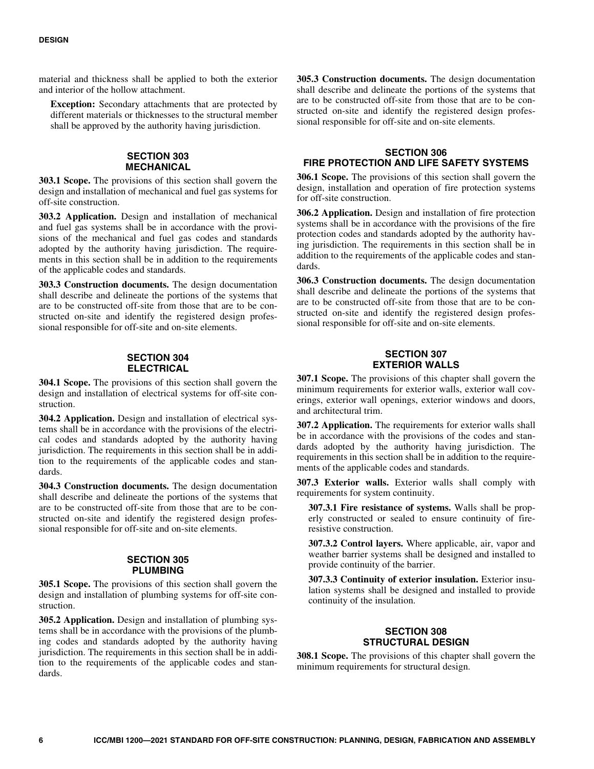material and thickness shall be applied to both the exterior and interior of the hollow attachment.

**Exception:** Secondary attachments that are protected by different materials or thicknesses to the structural member shall be approved by the authority having jurisdiction.

## SECTION 303 MECHANICAL

**303.1 Scope.** The provisions of this section shall govern the design and installation of mechanical and fuel gas systems for off-site construction.

**303.2 Application.** Design and installation of mechanical and fuel gas systems shall be in accordance with the provisions of the mechanical and fuel gas codes and standards adopted by the authority having jurisdiction. The requirements in this section shall be in addition to the requirements of the applicable codes and standards.

**303.3 Construction documents.** The design documentation shall describe and delineate the portions of the systems that are to be constructed off-site from those that are to be constructed on-site and identify the registered design professional responsible for off-site and on-site elements.

## SECTION 304 ELECTRICAL

**304.1 Scope.** The provisions of this section shall govern the design and installation of electrical systems for off-site construction.

**304.2 Application.** Design and installation of electrical systems shall be in accordance with the provisions of the electrical codes and standards adopted by the authority having jurisdiction. The requirements in this section shall be in addition to the requirements of the applicable codes and standards.

**304.3 Construction documents.** The design documentation shall describe and delineate the portions of the systems that are to be constructed off-site from those that are to be constructed on-site and identify the registered design professional responsible for off-site and on-site elements.

## SECTION 305 PLUMBING

**305.1 Scope.** The provisions of this section shall govern the design and installation of plumbing systems for off-site construction.

**305.2 Application.** Design and installation of plumbing systems shall be in accordance with the provisions of the plumbing codes and standards adopted by the authority having jurisdiction. The requirements in this section shall be in addition to the requirements of the applicable codes and standards.

**305.3 Construction documents.** The design documentation shall describe and delineate the portions of the systems that are to be constructed off-site from those that are to be constructed on-site and identify the registered design professional responsible for off-site and on-site elements.

## SECTION 306 FIRE PROTECTION AND LIFE SAFETY SYSTEMS

**306.1 Scope.** The provisions of this section shall govern the design, installation and operation of fire protection systems for off-site construction.

**306.2 Application.** Design and installation of fire protection systems shall be in accordance with the provisions of the fire protection codes and standards adopted by the authority having jurisdiction. The requirements in this section shall be in addition to the requirements of the applicable codes and standards.

**306.3 Construction documents.** The design documentation shall describe and delineate the portions of the systems that are to be constructed off-site from those that are to be constructed on-site and identify the registered design professional responsible for off-site and on-site elements.

## SECTION 307 EXTERIOR WALLS

**307.1 Scope.** The provisions of this chapter shall govern the minimum requirements for exterior walls, exterior wall coverings, exterior wall openings, exterior windows and doors, and architectural trim.

**307.2 Application.** The requirements for exterior walls shall be in accordance with the provisions of the codes and standards adopted by the authority having jurisdiction. The requirements in this section shall be in addition to the requirements of the applicable codes and standards.

**307.3 Exterior walls.** Exterior walls shall comply with requirements for system continuity.

**307.3.1 Fire resistance of systems.** Walls shall be properly constructed or sealed to ensure continuity of fire-resistive construction.

**307.3.2 Control layers.** Where applicable, air, vapor and weather barrier systems shall be designed and installed to provide continuity of the barrier.

**307.3.3 Continuity of exterior insulation.** Exterior insulation systems shall be designed and installed to provide continuity of the insulation.

## SECTION 308 STRUCTURAL DESIGN

**308.1 Scope.** The provisions of this chapter shall govern the minimum requirements for structural design.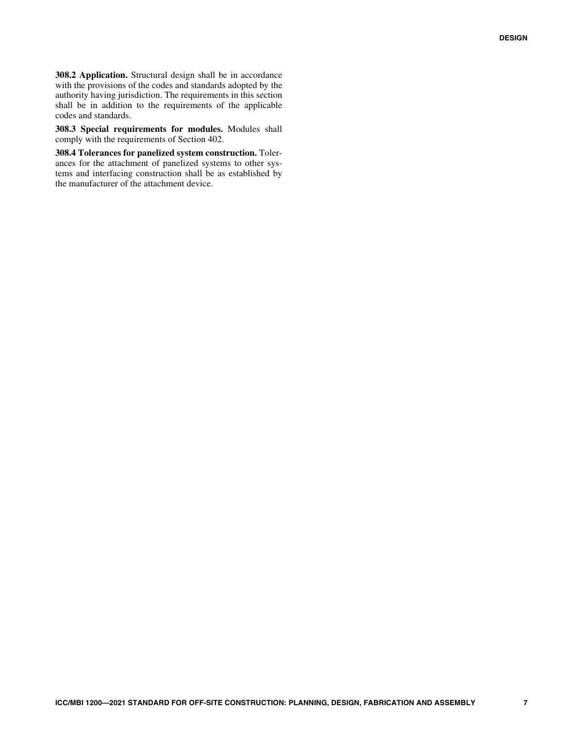**308.2 Application.** Structural design shall be in accordance with the provisions of the codes and standards adopted by the authority having jurisdiction. The requirements in this section shall be in addition to the requirements of the applicable codes and standards.

**308.3 Special requirements for modules.** Modules shall comply with the requirements of Section 402.

**308.4 Tolerances for panelized system construction.** Tolerances for the attachment of panelized systems to other systems and interfacing construction shall be as established by the manufacturer of the attachment device.